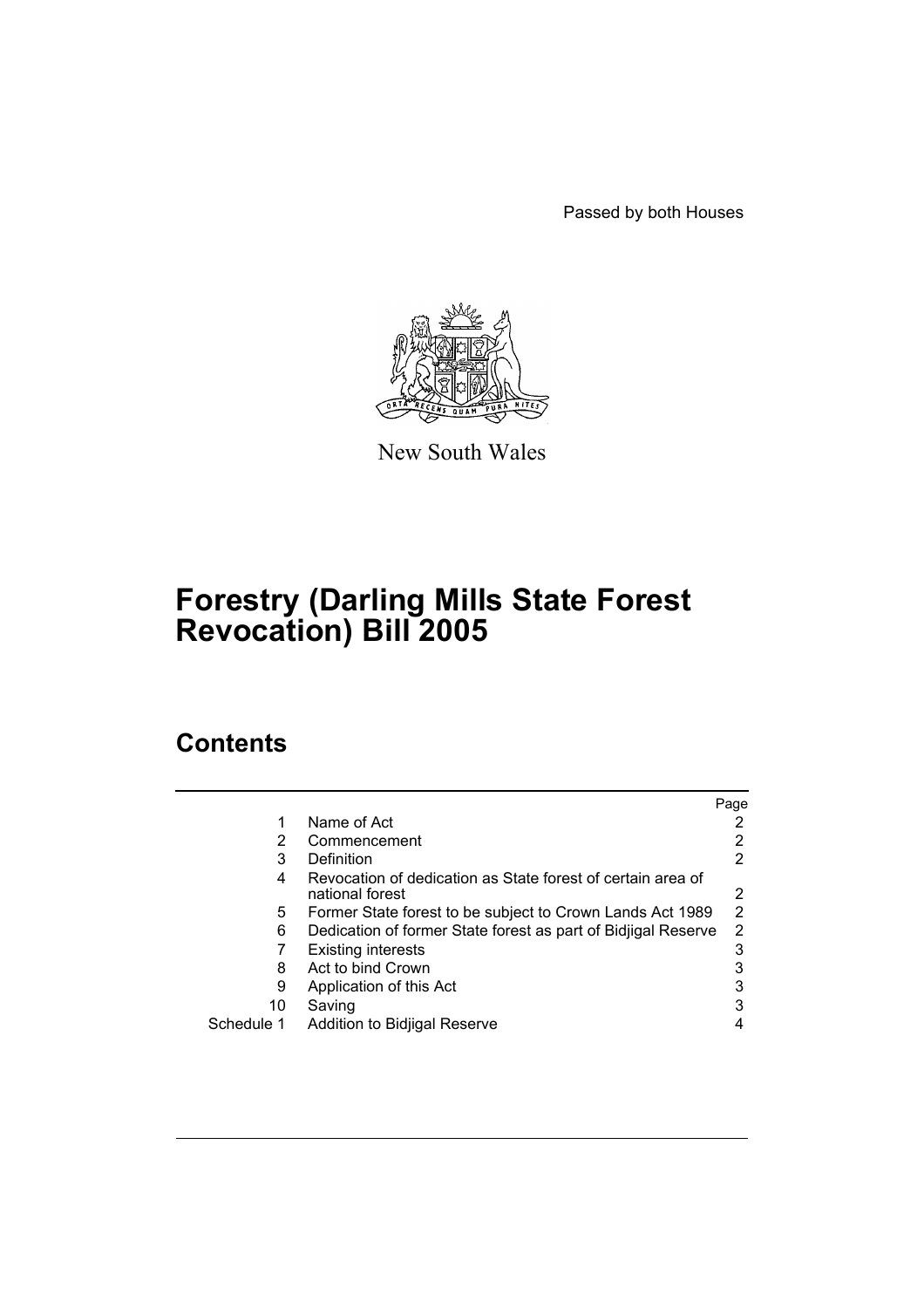Passed by both Houses

New South Wales

# Forestry (Darling Mills State Forest Revocation) Bill 2005

## Contents

| | | Page |
|---|---|---|
| 1 | Name of Act | 2 |
| 2 | Commencement | 2 |
| 3 | Definition | 2 |
| 4 | Revocation of dedication as State forest of certain area of national forest | 2 |
| 5 | Former State forest to be subject to Crown Lands Act 1989 | 2 |
| 6 | Dedication of former State forest as part of Bidjigal Reserve | 2 |
| 7 | Existing interests | 3 |
| 8 | Act to bind Crown | 3 |
| 9 | Application of this Act | 3 |
| 10 | Saving | 3 |
| Schedule 1 | Addition to Bidjigal Reserve | 4 |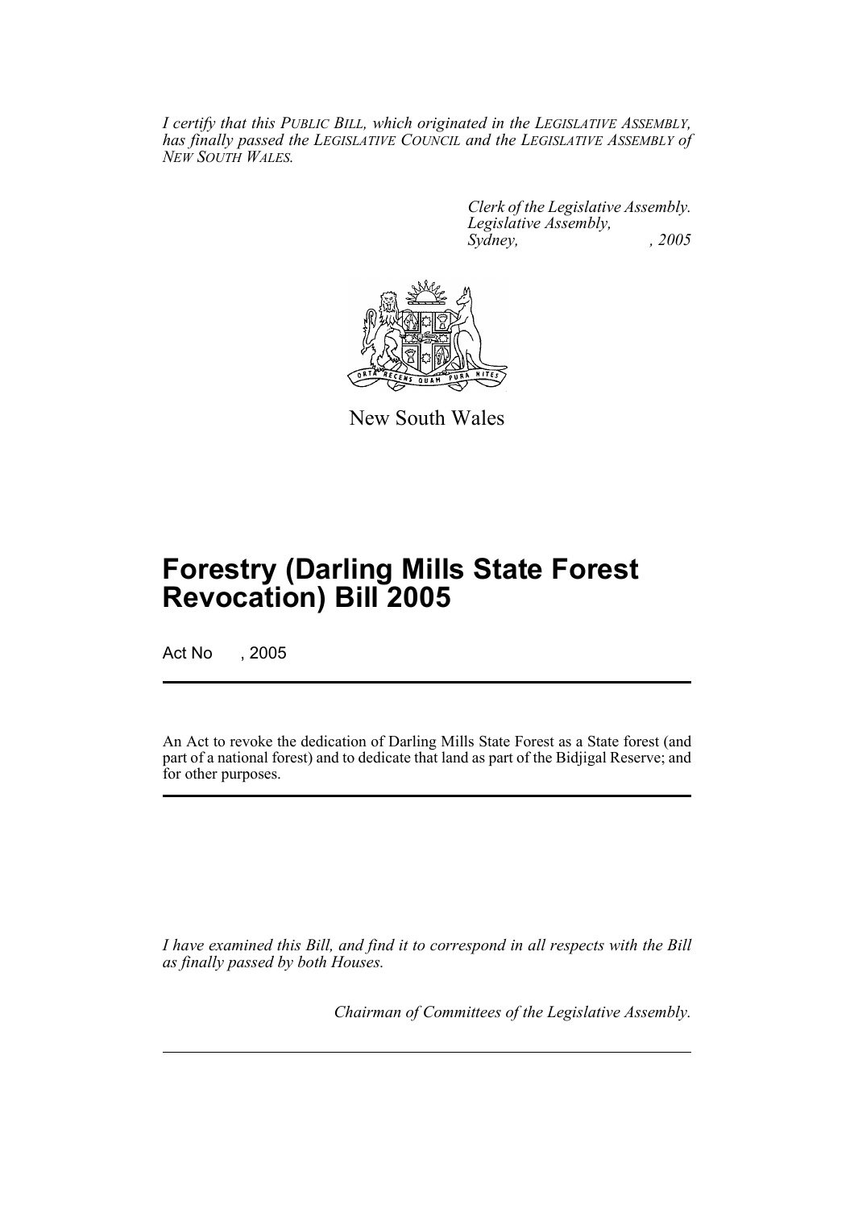*I certify that this PUBLIC BILL, which originated in the LEGISLATIVE ASSEMBLY, has finally passed the LEGISLATIVE COUNCIL and the LEGISLATIVE ASSEMBLY of NEW SOUTH WALES.*

*Clerk of the Legislative Assembly.*
*Legislative Assembly,*
*Sydney, , 2005*

New South Wales

# Forestry (Darling Mills State Forest Revocation) Bill 2005

Act No , 2005

An Act to revoke the dedication of Darling Mills State Forest as a State forest (and part of a national forest) and to dedicate that land as part of the Bidjigal Reserve; and for other purposes.

*I have examined this Bill, and find it to correspond in all respects with the Bill as finally passed by both Houses.*

*Chairman of Committees of the Legislative Assembly.*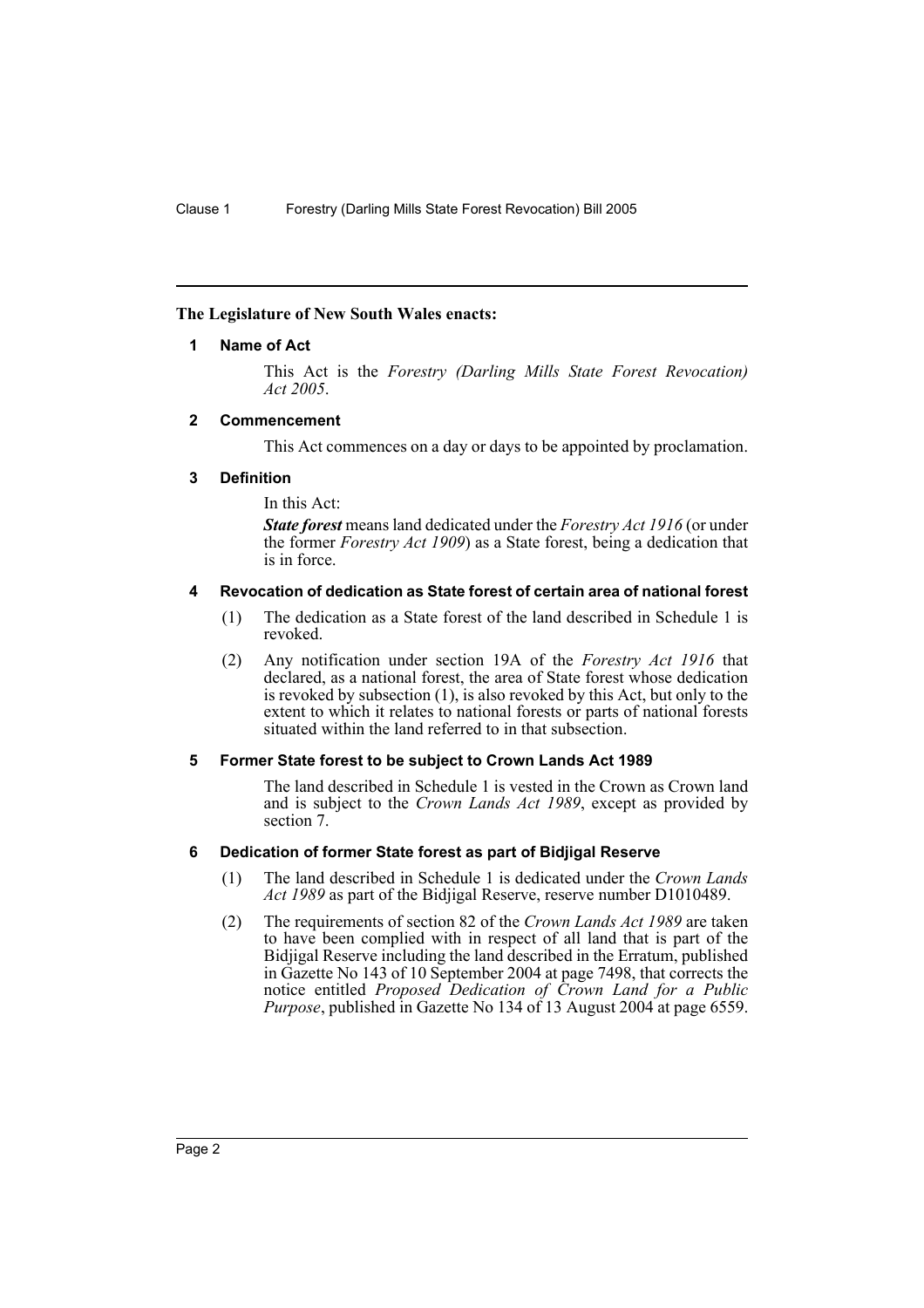**The Legislature of New South Wales enacts:**

## 1 Name of Act

This Act is the *Forestry (Darling Mills State Forest Revocation) Act 2005*.

## 2 Commencement

This Act commences on a day or days to be appointed by proclamation.

## 3 Definition

In this Act:

***State forest*** means land dedicated under the *Forestry Act 1916* (or under the former *Forestry Act 1909*) as a State forest, being a dedication that is in force.

## 4 Revocation of dedication as State forest of certain area of national forest

(1) The dedication as a State forest of the land described in Schedule 1 is revoked.

(2) Any notification under section 19A of the *Forestry Act 1916* that declared, as a national forest, the area of State forest whose dedication is revoked by subsection (1), is also revoked by this Act, but only to the extent to which it relates to national forests or parts of national forests situated within the land referred to in that subsection.

## 5 Former State forest to be subject to Crown Lands Act 1989

The land described in Schedule 1 is vested in the Crown as Crown land and is subject to the *Crown Lands Act 1989*, except as provided by section 7.

## 6 Dedication of former State forest as part of Bidjigal Reserve

(1) The land described in Schedule 1 is dedicated under the *Crown Lands Act 1989* as part of the Bidjigal Reserve, reserve number D1010489.

(2) The requirements of section 82 of the *Crown Lands Act 1989* are taken to have been complied with in respect of all land that is part of the Bidjigal Reserve including the land described in the Erratum, published in Gazette No 143 of 10 September 2004 at page 7498, that corrects the notice entitled *Proposed Dedication of Crown Land for a Public Purpose*, published in Gazette No 134 of 13 August 2004 at page 6559.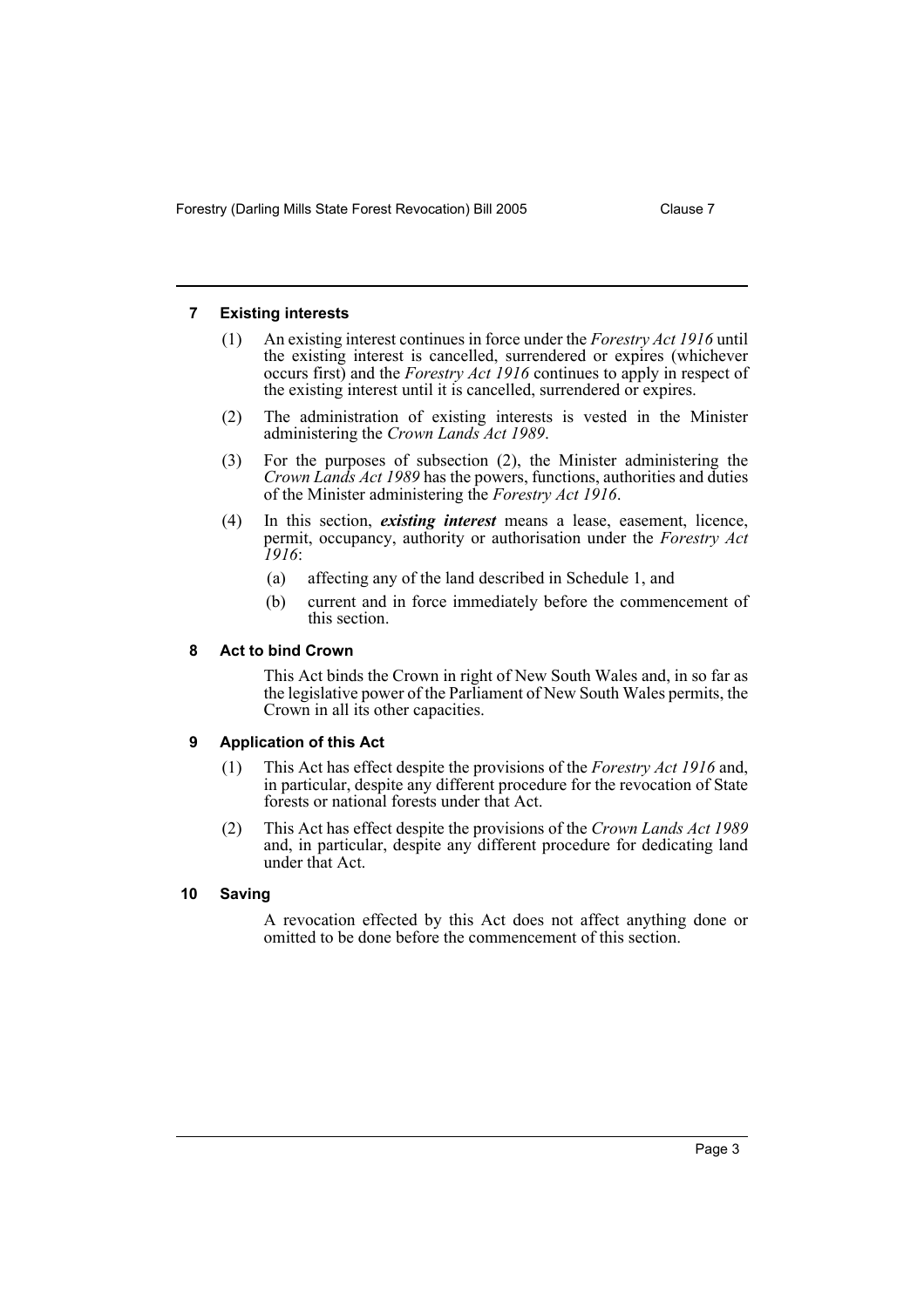## 7 Existing interests

(1) An existing interest continues in force under the *Forestry Act 1916* until the existing interest is cancelled, surrendered or expires (whichever occurs first) and the *Forestry Act 1916* continues to apply in respect of the existing interest until it is cancelled, surrendered or expires.

(2) The administration of existing interests is vested in the Minister administering the *Crown Lands Act 1989*.

(3) For the purposes of subsection (2), the Minister administering the *Crown Lands Act 1989* has the powers, functions, authorities and duties of the Minister administering the *Forestry Act 1916*.

(4) In this section, ***existing interest*** means a lease, easement, licence, permit, occupancy, authority or authorisation under the *Forestry Act 1916*:

- (a) affecting any of the land described in Schedule 1, and
- (b) current and in force immediately before the commencement of this section.

## 8 Act to bind Crown

This Act binds the Crown in right of New South Wales and, in so far as the legislative power of the Parliament of New South Wales permits, the Crown in all its other capacities.

## 9 Application of this Act

(1) This Act has effect despite the provisions of the *Forestry Act 1916* and, in particular, despite any different procedure for the revocation of State forests or national forests under that Act.

(2) This Act has effect despite the provisions of the *Crown Lands Act 1989* and, in particular, despite any different procedure for dedicating land under that Act.

## 10 Saving

A revocation effected by this Act does not affect anything done or omitted to be done before the commencement of this section.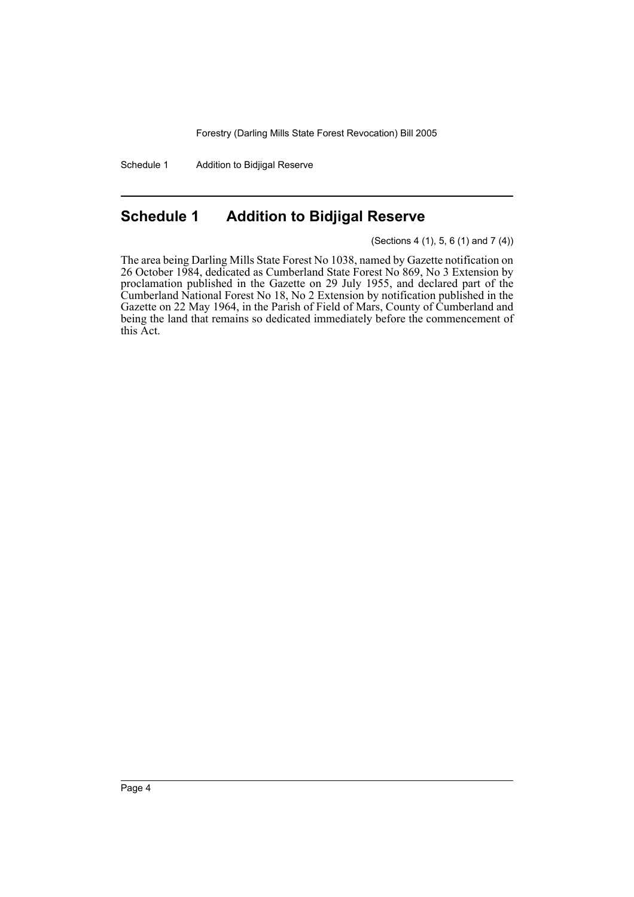# Schedule 1 Addition to Bidjigal Reserve

(Sections 4 (1), 5, 6 (1) and 7 (4))

The area being Darling Mills State Forest No 1038, named by Gazette notification on 26 October 1984, dedicated as Cumberland State Forest No 869, No 3 Extension by proclamation published in the Gazette on 29 July 1955, and declared part of the Cumberland National Forest No 18, No 2 Extension by notification published in the Gazette on 22 May 1964, in the Parish of Field of Mars, County of Cumberland and being the land that remains so dedicated immediately before the commencement of this Act.